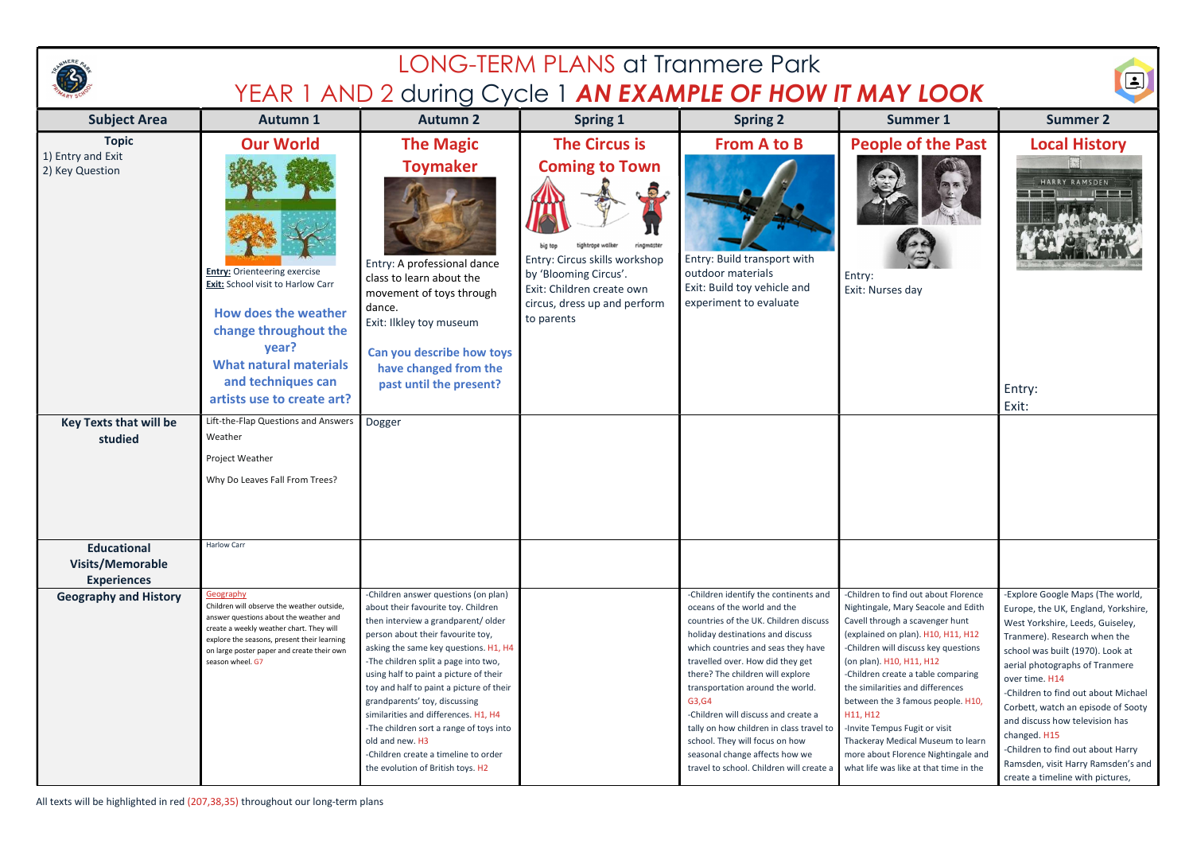# LONG-TERM PLANS at Tranmere Park

## YEAR 1 AND 2 during Cycle 1 ***AN EXAMPLE OF HOW IT MAY LOOK***

| Subject Area | Autumn 1 | Autumn 2 | Spring 1 | Spring 2 | Summer 1 | Summer 2 |
|---|---|---|---|---|---|---|
| **Topic**<br>1) Entry and Exit<br>2) Key Question | **Our World**<br>**Entry:** Orienteering exercise<br>**Exit:** School visit to Harlow Carr<br>**How does the weather change throughout the year?**<br>**What natural materials and techniques can artists use to create art?** | **The Magic Toymaker**<br>Entry: A professional dance class to learn about the movement of toys through dance.<br>Exit: Ilkley toy museum<br>**Can you describe how toys have changed from the past until the present?** | **The Circus is Coming to Town**<br>big top / tightrope walker / ringmaster<br>Entry: Circus skills workshop by 'Blooming Circus'.<br>Exit: Children create own circus, dress up and perform to parents | **From A to B**<br>Entry: Build transport with outdoor materials<br>Exit: Build toy vehicle and experiment to evaluate | **People of the Past**<br>Entry:<br>Exit: Nurses day | **Local History**<br>HARRY RAMSDEN<br>Entry:<br>Exit: |
| **Key Texts that will be studied** | Lift-the-Flap Questions and Answers Weather<br>Project Weather<br>Why Do Leaves Fall From Trees? | Dogger | | | | |
| **Educational Visits/Memorable Experiences** | Harlow Carr | | | | | |
| **Geography and History** | Geography<br>Children will observe the weather outside, answer questions about the weather and create a weekly weather chart. They will explore the seasons, present their learning on large poster paper and create their own season wheel. G7 | -Children answer questions (on plan) about their favourite toy. Children then interview a grandparent/ older person about their favourite toy, asking the same key questions. H1, H4<br>-The children split a page into two, using half to paint a picture of their toy and half to paint a picture of their grandparents' toy, discussing similarities and differences. H1, H4<br>-The children sort a range of toys into old and new. H3<br>-Children create a timeline to order the evolution of British toys. H2 | | -Children identify the continents and oceans of the world and the countries of the UK. Children discuss holiday destinations and discuss which countries and seas they have travelled over. How did they get there? The children will explore transportation around the world. G3,G4<br>-Children will discuss and create a tally on how children in class travel to school. They will focus on how seasonal change affects how we travel to school. Children will create a | -Children to find out about Florence Nightingale, Mary Seacole and Edith Cavell through a scavenger hunt (explained on plan). H10, H11, H12<br>-Children will discuss key questions (on plan). H10, H11, H12<br>-Children create a table comparing the similarities and differences between the 3 famous people. H10, H11, H12<br>-Invite Tempus Fugit or visit Thackeray Medical Museum to learn more about Florence Nightingale and what life was like at that time in the | -Explore Google Maps (The world, Europe, the UK, England, Yorkshire, West Yorkshire, Leeds, Guiseley, Tranmere). Research when the school was built (1970). Look at aerial photographs of Tranmere over time. H14<br>-Children to find out about Michael Corbett, watch an episode of Sooty and discuss how television has changed. H15<br>-Children to find out about Harry Ramsden, visit Harry Ramsden's and create a timeline with pictures, |

All texts will be highlighted in red (207,38,35) throughout our long-term plans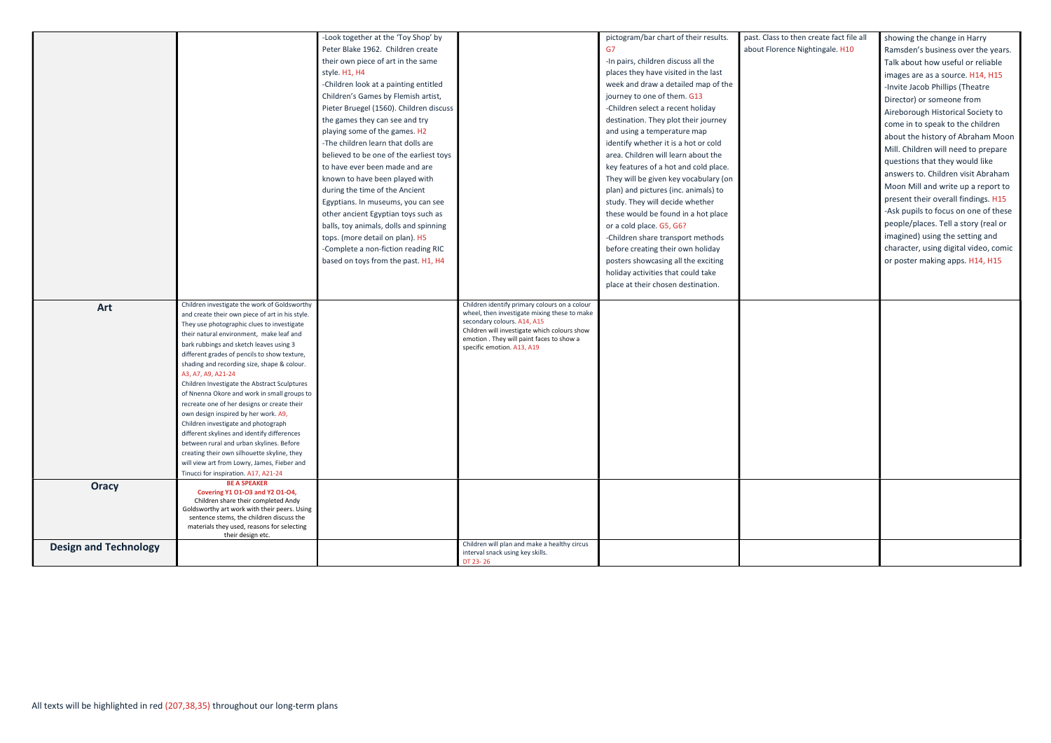| | | | | | | |
|---|---|---|---|---|---|---|
| | | -Look together at the 'Toy Shop' by Peter Blake 1962. Children create their own piece of art in the same style. H1, H4<br>-Children look at a painting entitled Children's Games by Flemish artist, Pieter Bruegel (1560). Children discuss the games they can see and try playing some of the games. H2<br>-The children learn that dolls are believed to be one of the earliest toys to have ever been made and are known to have been played with during the time of the Ancient Egyptians. In museums, you can see other ancient Egyptian toys such as balls, toy animals, dolls and spinning tops. (more detail on plan). H5<br>-Complete a non-fiction reading RIC based on toys from the past. H1, H4 | | pictogram/bar chart of their results. G7<br>-In pairs, children discuss all the places they have visited in the last week and draw a detailed map of the journey to one of them. G13<br>-Children select a recent holiday destination. They plot their journey and using a temperature map identify whether it is a hot or cold area. Children will learn about the key features of a hot and cold place. They will be given key vocabulary (on plan) and pictures (inc. animals) to study. They will decide whether these would be found in a hot place or a cold place. G5, G6?<br>-Children share transport methods before creating their own holiday posters showcasing all the exciting holiday activities that could take place at their chosen destination. | past. Class to then create fact file all about Florence Nightingale. H10 | showing the change in Harry Ramsden's business over the years. Talk about how useful or reliable images are as a source. H14, H15<br>-Invite Jacob Phillips (Theatre Director) or someone from Aireborough Historical Society to come in to speak to the children about the history of Abraham Moon Mill. Children will need to prepare questions that they would like answers to. Children visit Abraham Moon Mill and write up a report to present their overall findings. H15<br>-Ask pupils to focus on one of these people/places. Tell a story (real or imagined) using the setting and character, using digital video, comic or poster making apps. H14, H15 |
| **Art** | Children investigate the work of Goldsworthy and create their own piece of art in his style. They use photographic clues to investigate their natural environment, make leaf and bark rubbings and sketch leaves using 3 different grades of pencils to show texture, shading and recording size, shape & colour. A3, A7, A9, A21-24<br>Children Investigate the Abstract Sculptures of Nnenna Okore and work in small groups to recreate one of her designs or create their own design inspired by her work. A9,<br>Children investigate and photograph different skylines and identify differences between rural and urban skylines. Before creating their own silhouette skyline, they will view art from Lowry, James, Fieber and Tinucci for inspiration. A17, A21-24 | | Children identify primary colours on a colour wheel, then investigate mixing these to make secondary colours. A14, A15<br>Children will investigate which colours show emotion . They will paint faces to show a specific emotion. A13, A19 | | | |
| **Oracy** | **BE A SPEAKER**<br>**Covering Y1 O1-O3 and Y2 O1-O4,**<br>Children share their completed Andy Goldsworthy art work with their peers. Using sentence stems, the children discuss the materials they used, reasons for selecting their design etc. | | | | | |
| **Design and Technology** | | | Children will plan and make a healthy circus interval snack using key skills.<br>DT 23- 26 | | | |

All texts will be highlighted in red (207,38,35) throughout our long-term plans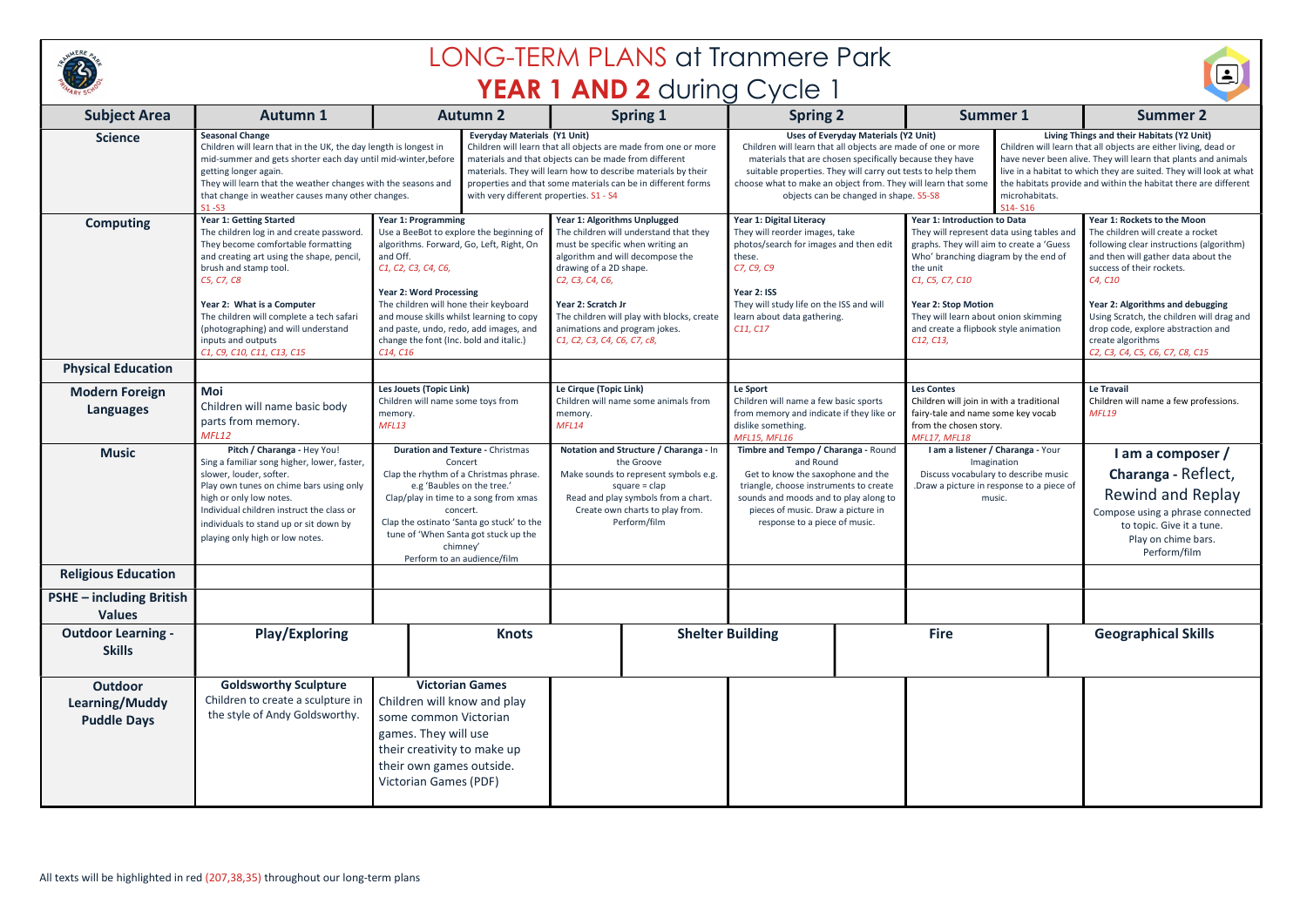# LONG-TERM PLANS at Tranmere Park

## YEAR 1 AND 2 during Cycle 1

| Subject Area | Autumn 1 | Autumn 2 | Spring 1 | Spring 2 | Summer 1 | Summer 2 |
|---|---|---|---|---|---|---|
| **Science** | **Seasonal Change** Children will learn that in the UK, the day length is longest in mid-summer and gets shorter each day until mid-winter, before getting longer again. They will learn that the weather changes with the seasons and that change in weather causes many other changes. S1 -S3 | **Everyday Materials (Y1 Unit)** Children will learn that all objects are made from one or more materials and that objects can be made from different materials. They will learn how to describe materials by their properties and that some materials can be in different forms with very different properties. S1 - S4 | | **Uses of Everyday Materials (Y2 Unit)** Children will learn that all objects are made of one or more materials that are chosen specifically because they have suitable properties. They will carry out tests to help them choose what to make an object from. They will learn that some objects can be changed in shape. S5-S8 | **Living Things and their Habitats (Y2 Unit)** Children will learn that all objects are either living, dead or have never been alive. They will learn that plants and animals live in a habitat to which they are suited. They will look at what the habitats provide and within the habitat there are different microhabitats. S14- S16 | |
| **Computing** | **Year 1: Getting Started** The children log in and create password. They become comfortable formatting and creating art using the shape, pencil, brush and stamp tool. C5, C7, C8<br><br>**Year 2: What is a Computer** The children will complete a tech safari (photographing) and will understand inputs and outputs C1, C9, C10, C11, C13, C15 | **Year 1: Programming** Use a BeeBot to explore the beginning of algorithms. Forward, Go, Left, Right, On and Off. C1, C2, C3, C4, C6,<br><br>**Year 2: Word Processing** The children will hone their keyboard and mouse skills whilst learning to copy and paste, undo, redo, add images, and change the font (Inc. bold and italic.) C14, C16 | **Year 1: Algorithms Unplugged** The children will understand that they must be specific when writing an algorithm and will decompose the drawing of a 2D shape. C2, C3, C4, C6,<br><br>**Year 2: Scratch Jr** The children will play with blocks, create animations and program jokes. C1, C2, C3, C4, C6, C7, c8, | **Year 1: Digital Literacy** They will reorder images, take photos/search for images and then edit these. C7, C9, C9<br><br>**Year 2: ISS** They will study life on the ISS and will learn about data gathering. C11, C17 | **Year 1: Introduction to Data** They will represent data using tables and graphs. They will aim to create a 'Guess Who' branching diagram by the end of the unit C1, C5, C7, C10<br><br>**Year 2: Stop Motion** They will learn about onion skimming and create a flipbook style animation C12, C13, | **Year 1: Rockets to the Moon** The children will create a rocket following clear instructions (algorithm) and then will gather data about the success of their rockets. C4, C10<br><br>**Year 2: Algorithms and debugging** Using Scratch, the children will drag and drop code, explore abstraction and create algorithms C2, C3, C4, C5, C6, C7, C8, C15 |
| **Physical Education** | | | | | | |
| **Modern Foreign Languages** | **Moi** Children will name basic body parts from memory. MFL12 | **Les Jouets (Topic Link)** Children will name some toys from memory. MFL13 | **Le Cirque (Topic Link)** Children will name some animals from memory. MFL14 | **Le Sport** Children will name a few basic sports from memory and indicate if they like or dislike something. MFL15, MFL16 | **Les Contes** Children will join in with a traditional fairy-tale and name some key vocab from the chosen story. MFL17, MFL18 | **Le Travail** Children will name a few professions. MFL19 |
| **Music** | **Pitch / Charanga** - Hey You! Sing a familiar song higher, lower, faster, slower, louder, softer. Play own tunes on chime bars using only high or only low notes. Individual children instruct the class or individuals to stand up or sit down by playing only high or low notes. | **Duration and Texture** - Christmas Concert Clap the rhythm of a Christmas phrase. e.g 'Baubles on the tree.' Clap/play in time to a song from xmas concert. Clap the ostinato 'Santa go stuck' to the tune of 'When Santa got stuck up the chimney' Perform to an audience/film | **Notation and Structure / Charanga** - In the Groove Make sounds to represent symbols e.g. square = clap Read and play symbols from a chart. Create own charts to play from. Perform/film | **Timbre and Tempo / Charanga** - Round and Round Get to know the saxophone and the triangle, choose instruments to create sounds and moods and to play along to pieces of music. Draw a picture in response to a piece of music. | **I am a listener / Charanga** - Your Imagination Discuss vocabulary to describe music .Draw a picture in response to a piece of music. | **I am a composer / Charanga** - Reflect, Rewind and Replay Compose using a phrase connected to topic. Give it a tune. Play on chime bars. Perform/film |
| **Religious Education** | | | | | | |
| **PSHE – including British Values** | | | | | | |
| **Outdoor Learning - Skills** | **Play/Exploring** | **Knots** | **Shelter Building** | | **Fire** | **Geographical Skills** |
| **Outdoor Learning/Muddy Puddle Days** | **Goldsworthy Sculpture** Children to create a sculpture in the style of Andy Goldsworthy. | **Victorian Games** Children will know and play some common Victorian games. They will use their creativity to make up their own games outside. Victorian Games (PDF) | | | | |

All texts will be highlighted in red (207,38,35) throughout our long-term plans